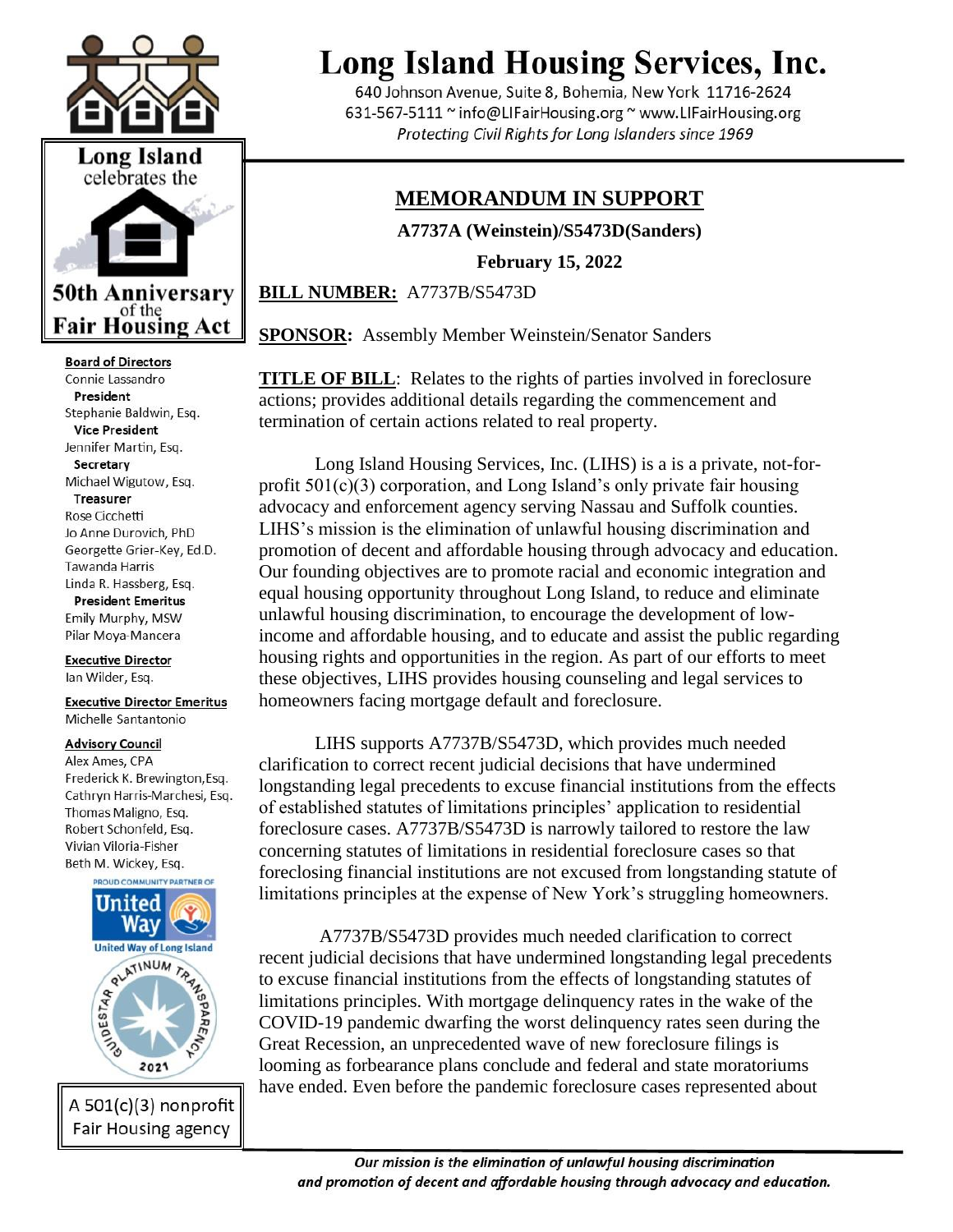# Long Island Housing Services, Inc.

640 Johnson Avenue, Suite 8, Bohemia, New York 11716-2624
631-567-5111 ~ info@LIFairHousing.org ~ www.LIFairHousing.org
*Protecting Civil Rights for Long Islanders since 1969*

Long Island celebrates the 50th Anniversary of the Fair Housing Act

**Board of Directors**
Connie Lassandro
**President**
Stephanie Baldwin, Esq.
**Vice President**
Jennifer Martin, Esq.
**Secretary**
Michael Wigutow, Esq.
**Treasurer**
Rose Cicchetti
Jo Anne Durovich, PhD
Georgette Grier-Key, Ed.D.
Tawanda Harris
Linda R. Hassberg, Esq.
**President Emeritus**
Emily Murphy, MSW
Pilar Moya-Mancera

**Executive Director**
Ian Wilder, Esq.

**Executive Director Emeritus**
Michelle Santantonio

**Advisory Council**
Alex Ames, CPA
Frederick K. Brewington, Esq.
Cathryn Harris-Marchesi, Esq.
Thomas Maligno, Esq.
Robert Schonfeld, Esq.
Vivian Viloria-Fisher
Beth M. Wickey, Esq.

PROUD COMMUNITY PARTNER OF United Way of Long Island

GUIDESTAR PLATINUM TRANSPARENCY 2021

A 501(c)(3) nonprofit Fair Housing agency

## MEMORANDUM IN SUPPORT

**A7737A (Weinstein)/S5473D(Sanders)**

**February 15, 2022**

**BILL NUMBER:** A7737B/S5473D

**SPONSOR:** Assembly Member Weinstein/Senator Sanders

**TITLE OF BILL**: Relates to the rights of parties involved in foreclosure actions; provides additional details regarding the commencement and termination of certain actions related to real property.

Long Island Housing Services, Inc. (LIHS) is a is a private, not-for-profit 501(c)(3) corporation, and Long Island's only private fair housing advocacy and enforcement agency serving Nassau and Suffolk counties. LIHS's mission is the elimination of unlawful housing discrimination and promotion of decent and affordable housing through advocacy and education. Our founding objectives are to promote racial and economic integration and equal housing opportunity throughout Long Island, to reduce and eliminate unlawful housing discrimination, to encourage the development of low-income and affordable housing, and to educate and assist the public regarding housing rights and opportunities in the region. As part of our efforts to meet these objectives, LIHS provides housing counseling and legal services to homeowners facing mortgage default and foreclosure.

LIHS supports A7737B/S5473D, which provides much needed clarification to correct recent judicial decisions that have undermined longstanding legal precedents to excuse financial institutions from the effects of established statutes of limitations principles' application to residential foreclosure cases. A7737B/S5473D is narrowly tailored to restore the law concerning statutes of limitations in residential foreclosure cases so that foreclosing financial institutions are not excused from longstanding statute of limitations principles at the expense of New York's struggling homeowners.

A7737B/S5473D provides much needed clarification to correct recent judicial decisions that have undermined longstanding legal precedents to excuse financial institutions from the effects of longstanding statutes of limitations principles. With mortgage delinquency rates in the wake of the COVID-19 pandemic dwarfing the worst delinquency rates seen during the Great Recession, an unprecedented wave of new foreclosure filings is looming as forbearance plans conclude and federal and state moratoriums have ended. Even before the pandemic foreclosure cases represented about

*Our mission is the elimination of unlawful housing discrimination and promotion of decent and affordable housing through advocacy and education.*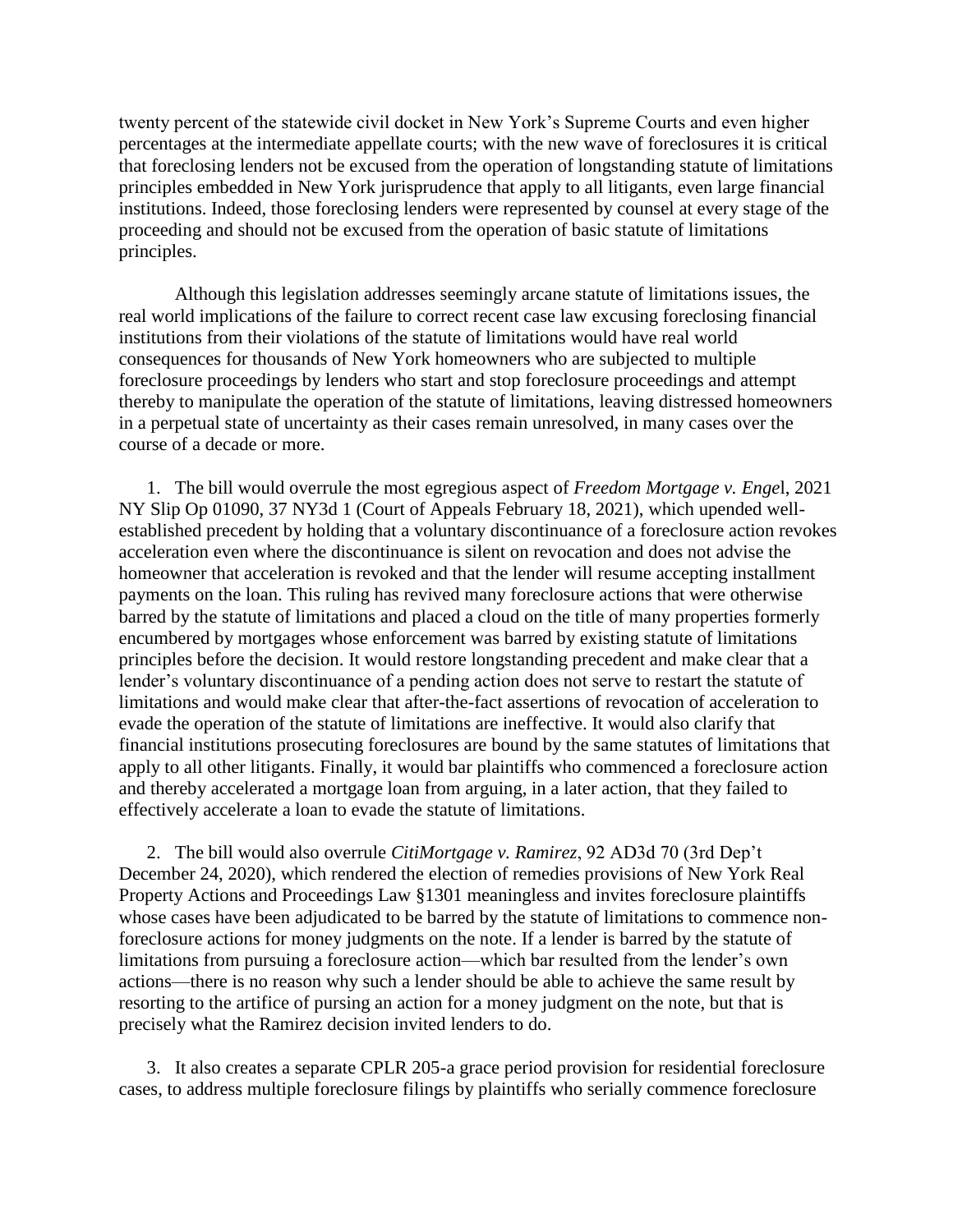twenty percent of the statewide civil docket in New York's Supreme Courts and even higher percentages at the intermediate appellate courts; with the new wave of foreclosures it is critical that foreclosing lenders not be excused from the operation of longstanding statute of limitations principles embedded in New York jurisprudence that apply to all litigants, even large financial institutions. Indeed, those foreclosing lenders were represented by counsel at every stage of the proceeding and should not be excused from the operation of basic statute of limitations principles.

Although this legislation addresses seemingly arcane statute of limitations issues, the real world implications of the failure to correct recent case law excusing foreclosing financial institutions from their violations of the statute of limitations would have real world consequences for thousands of New York homeowners who are subjected to multiple foreclosure proceedings by lenders who start and stop foreclosure proceedings and attempt thereby to manipulate the operation of the statute of limitations, leaving distressed homeowners in a perpetual state of uncertainty as their cases remain unresolved, in many cases over the course of a decade or more.

1. The bill would overrule the most egregious aspect of *Freedom Mortgage v. Engel*, 2021 NY Slip Op 01090, 37 NY3d 1 (Court of Appeals February 18, 2021), which upended well-established precedent by holding that a voluntary discontinuance of a foreclosure action revokes acceleration even where the discontinuance is silent on revocation and does not advise the homeowner that acceleration is revoked and that the lender will resume accepting installment payments on the loan. This ruling has revived many foreclosure actions that were otherwise barred by the statute of limitations and placed a cloud on the title of many properties formerly encumbered by mortgages whose enforcement was barred by existing statute of limitations principles before the decision. It would restore longstanding precedent and make clear that a lender's voluntary discontinuance of a pending action does not serve to restart the statute of limitations and would make clear that after-the-fact assertions of revocation of acceleration to evade the operation of the statute of limitations are ineffective. It would also clarify that financial institutions prosecuting foreclosures are bound by the same statutes of limitations that apply to all other litigants. Finally, it would bar plaintiffs who commenced a foreclosure action and thereby accelerated a mortgage loan from arguing, in a later action, that they failed to effectively accelerate a loan to evade the statute of limitations.

2. The bill would also overrule *CitiMortgage v. Ramirez*, 92 AD3d 70 (3rd Dep't December 24, 2020), which rendered the election of remedies provisions of New York Real Property Actions and Proceedings Law §1301 meaningless and invites foreclosure plaintiffs whose cases have been adjudicated to be barred by the statute of limitations to commence non-foreclosure actions for money judgments on the note. If a lender is barred by the statute of limitations from pursuing a foreclosure action—which bar resulted from the lender's own actions—there is no reason why such a lender should be able to achieve the same result by resorting to the artifice of pursing an action for a money judgment on the note, but that is precisely what the Ramirez decision invited lenders to do.

3. It also creates a separate CPLR 205-a grace period provision for residential foreclosure cases, to address multiple foreclosure filings by plaintiffs who serially commence foreclosure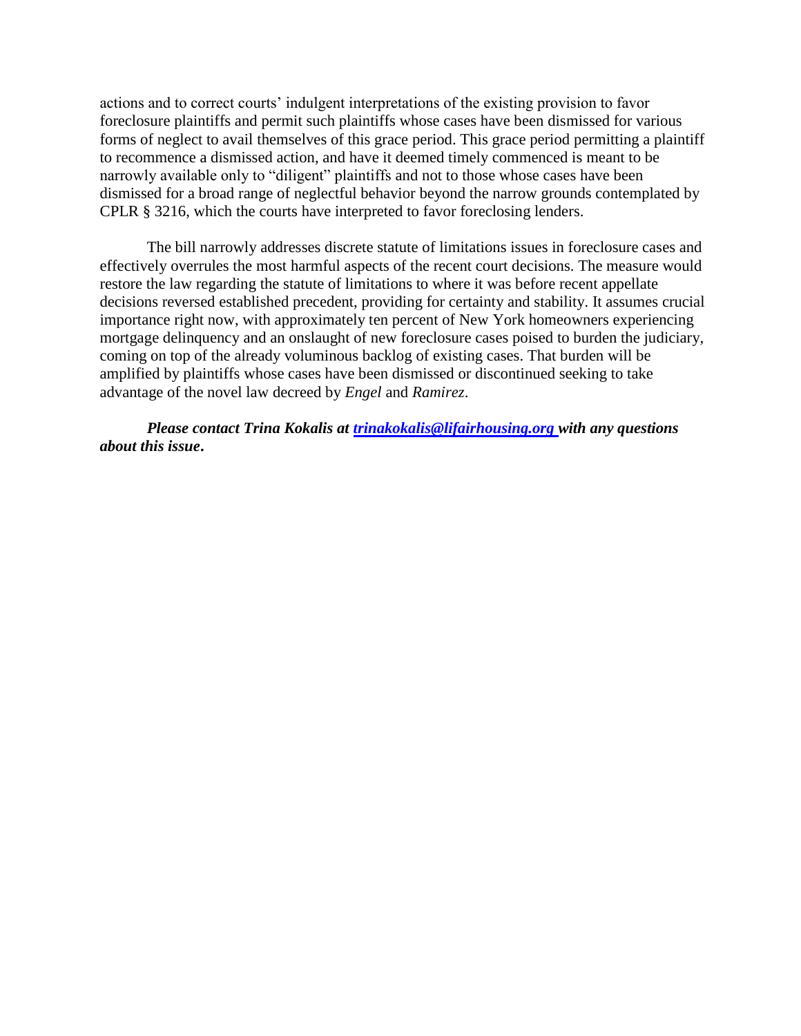actions and to correct courts' indulgent interpretations of the existing provision to favor foreclosure plaintiffs and permit such plaintiffs whose cases have been dismissed for various forms of neglect to avail themselves of this grace period. This grace period permitting a plaintiff to recommence a dismissed action, and have it deemed timely commenced is meant to be narrowly available only to "diligent" plaintiffs and not to those whose cases have been dismissed for a broad range of neglectful behavior beyond the narrow grounds contemplated by CPLR § 3216, which the courts have interpreted to favor foreclosing lenders.

The bill narrowly addresses discrete statute of limitations issues in foreclosure cases and effectively overrules the most harmful aspects of the recent court decisions. The measure would restore the law regarding the statute of limitations to where it was before recent appellate decisions reversed established precedent, providing for certainty and stability. It assumes crucial importance right now, with approximately ten percent of New York homeowners experiencing mortgage delinquency and an onslaught of new foreclosure cases poised to burden the judiciary, coming on top of the already voluminous backlog of existing cases. That burden will be amplified by plaintiffs whose cases have been dismissed or discontinued seeking to take advantage of the novel law decreed by *Engel* and *Ramirez*.

***Please contact Trina Kokalis at [trinakokalis@lifairhousing.org](mailto:trinakokalis@lifairhousing.org) with any questions about this issue.***